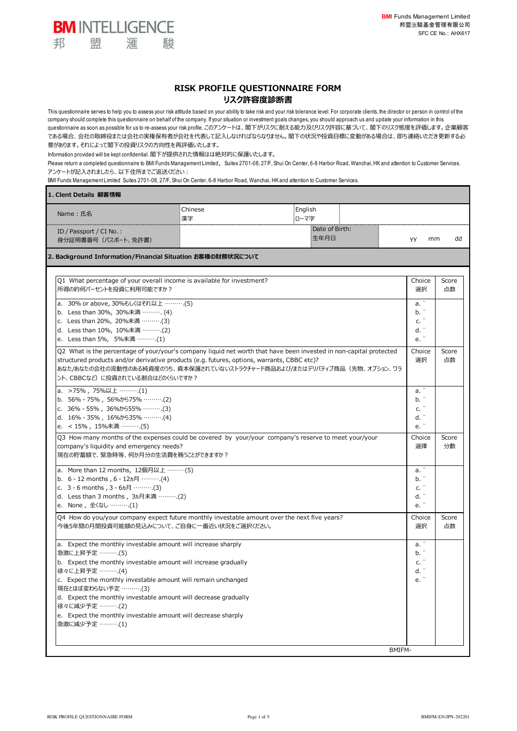BM INTELLIGENCE
邦　盟　滙　駿

**BMI** Funds Management Limited
邦盟滙駿基金管理有限公司
SFC CE No.: AHX617

# RISK PROFILE QUESTIONNAIRE FORM
## リスク許容度診断書

This questionnaire serves to help you to assess your risk attitude based on your ability to take risk and your risk tolerance level. For corporate clients, the director or person in control of the company should complete this questionnaire on behalf of the company. If your situation or investment goals changes, you should approach us and update your information in this questionnaire as soon as possible for us to re-assess your risk profile. このアンケートは、閣下がリスクに耐える能力及びリスク許容に基づいて、閣下のリスク態度を評価します。企業顧客である場合、会社の取締役または会社の実権保有者が会社を代表して記入しなければならなりません。閣下の状況や投資目標に変動がある場合は、即ち連絡いただき更新する必要があります。それによって閣下の投資リスクの方向性を再評価いたします。

Information provided will be kept confidential. 閣下が提供された情報はは絶対的に保護いたします。

Please return a completed questionnaire to BMI Funds Management Limited, Suites 2701-08, 27/F, Shui On Center, 6-8 Harbor Road, Wanchai, HK and attention to Customer Services.
アンケートが記入されましたら、以下住所までご返送ください：
BMI Funds Management Limited Suites 2701-08, 27/F, Shui On Center, 6-8 Harbor Road, Wanchai, HK and attention to Customer Services.

### 1. Clent Details 顧客情報

| | | | |
|---|---|---|---|
| Name：氏名 | Chinese 漢字 | English ローマ字 | |
| ID / Passport / CI No.： 身分証明書番号（パスポート、免許書） | | Date of Birth: 生年月日 | yy　mm　dd |

### 2. Background Information/Financial Situation お客様の財務状況について

| Q1 What percentage of your overall income is available for investment? 所得の約何パーセントを投資に利用可能ですか？ | Choice 選択 | Score 点数 |
|---|---|---|
| a. 30% or above, 30%もしくはそれ以上 ………(5)<br>b. Less than 30%, 30%未満 ………. (4)<br>c. Less than 20%, 20%未満 ………(3)<br>d. Less than 10%, 10%未満 ………(2)<br>e. Less than 5%, 5%未満 ………(1) | a. ¨<br>b. ¨<br>c. ¨<br>d. ¨<br>e. ¨ | |

| Q2 What is the percentage of your/your's company liquid net worth that have been invested in non-capital protected structured products and/or derivative products (e.g. futures, options, warrants, CBBC etc)? あなた/あなたの会社の流動性のある純資産のうち、資本保護されていないストラクチャード商品および/またはデリバティブ商品（先物、オプション、ワラント、CBBCなど）に投資されている割合はどのくらいですか？ | Choice 選択 | Score 点数 |
|---|---|---|
| a. >75%, 75%以上 ………(1)<br>b. 56% - 75%, 56%から75% ………(2)<br>c. 36% - 55%, 36%から55% ………(3)<br>d. 16% - 35%, 16%から35% ………(4)<br>e. < 15%, 15%未満 ………(5) | a. ¨<br>b. ¨<br>c. ¨<br>d. ¨<br>e. ¨ | |

| Q3 How many months of the expenses could be covered by your/your company's reserve to meet your/your company's liquidity and emergency needs? 現在の貯蓄額で、緊急時等、何か月分の生活費を賄うことができますか？ | Choice 選擇 | Score 分數 |
|---|---|---|
| a. More than 12 months, 12個月以上 ………(5)<br>b. 6 - 12 months, 6 - 12ヵ月 ………(4)<br>c. 3 - 6 months, 3 - 6ヵ月 ………(3)<br>d. Less than 3 months, 3ヵ月未満 ………(2)<br>e. None, 全くなし ………(1) | a. ¨<br>b. ¨<br>c. ¨<br>d. ¨<br>e. ¨ | |

| Q4 How do you/your company expect future monthly investable amount over the next five years? 今後5年間の月間投資可能額の見込みについて、ご自身に一番近い状況をご選択ください。 | Choice 選択 | Score 点数 |
|---|---|---|
| a. Expect the monthly investable amount will increase sharply 急激に上昇予定 ………(5)<br>b. Expect the monthly investable amount will increase gradually 徐々に上昇予定 ………(4)<br>c. Expect the monthly investable amount will remain unchanged 現在とほぼ変わらない予定 ………(3)<br>d. Expect the monthly investable amount will decrease gradually 徐々に減少予定 ………(2)<br>e. Expect the monthly investable amount will decrease sharply 急激に減少予定 ………(1) | a. ¨<br>b. ¨<br>c. ¨<br>d. ¨<br>e. ¨ | |

BMIFM-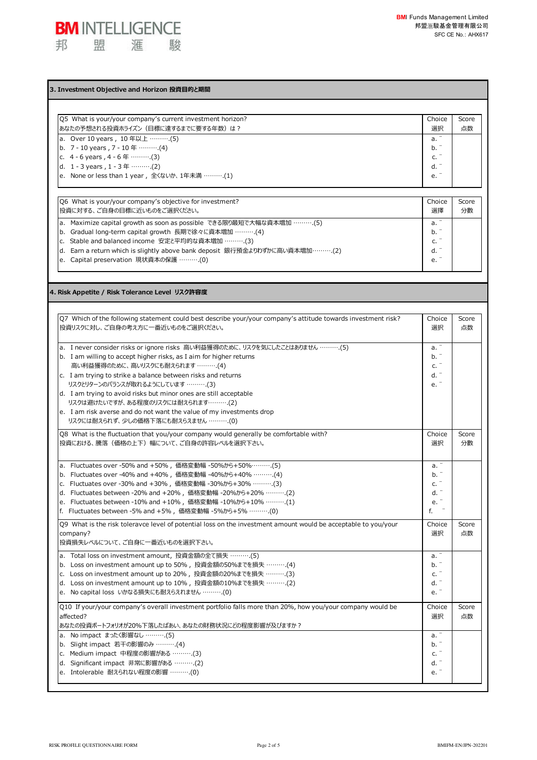## 3. Investment Objective and Horizon 投資目的と期間

| Q5 What is your/your company's current investment horizon?<br>あなたの予想される投資ホライズン（目標に達するまでに要する年数）は？ | Choice<br>選択 | Score<br>点数 |
|---|---|---|
| a. Over 10 years，10 年以上 ………(5) | a. ¨ | |
| b. 7 - 10 years , 7 - 10 年 ………(4) | b. ¨ | |
| c. 4 - 6 years , 4 - 6 年 ………(3) | c. ¨ | |
| d. 1 - 3 years , 1 - 3 年 ………(2) | d. ¨ | |
| e. None or less than 1 year，全くないか、1年未満 ………(1) | e. ¨ | |

| Q6 What is your/your company's objective for investment?<br>投資に対する、ご自身の目標に近いものをご選択ください。 | Choice<br>選擇 | Score<br>分數 |
|---|---|---|
| a. Maximize capital growth as soon as possible できる限り最短で大幅な資本増加 ………(5) | a. ¨ | |
| b. Gradual long-term capital growth 長期で徐々に資本増加 ………(4) | b. ¨ | |
| c. Stable and balanced income 安定と平均的な資本増加 ………(3) | c. ¨ | |
| d. Earn a return which is slightly above bank deposit 銀行預金よりわずかに高い資本増加………(2) | d. ¨ | |
| e. Capital preservation 現状資本の保護 ………(0) | e. ¨ | |

## 4. Risk Appetite / Risk Tolerance Level リスク許容度

| Q7 Which of the following statement could best describe your/your company's attitude towards investment risk?<br>投資リスクに対し、ご自身の考え方に一番近いものをご選択ください。 | Choice<br>選択 | Score<br>点数 |
|---|---|---|
| a. I never consider risks or ignore risks 高い利益獲得のために、リスクを気にしたことはありません ………(5) | a. ¨ | |
| b. I am willing to accept higher risks, as I aim for higher returns<br>高い利益獲得のために、高いリスクにも耐えられます ………(4) | b. ¨ | |
| c. I am trying to strike a balance between risks and returns<br>リスクとリターンのバランスが取れるようにしています ………(3) | c. ¨ | |
| d. I am trying to avoid risks but minor ones are still acceptable<br>リスクは避けたいですが、ある程度のリスクには耐えられます………(2) | d. ¨ | |
| e. I am risk averse and do not want the value of my investments drop<br>リスクには耐えられず、少しの価格下落にも耐えられません ………(0) | e. ¨ | |

| Q8 What is the fluctuation that you/your company would generally be comfortable with?<br>投資における、騰落（価格の上下）幅について、ご自身の許容レベルを選択下さい。 | Choice<br>選択 | Score<br>分數 |
|---|---|---|
| a. Fluctuates over -50% and +50%，価格変動幅 -50%から+50%………(5) | a. ¨ | |
| b. Fluctuates over -40% and +40%，価格変動幅 -40%から+40% ………(4) | b. ¨ | |
| c. Fluctuates over -30% and +30%，価格変動幅 -30%から+30% ………(3) | c. ¨ | |
| d. Fluctuates between -20% and +20%，価格変動幅 -20%から+20% ………(2) | d. ¨ | |
| e. Fluctuates between -10% and +10%，価格変動幅 -10%から+10% ………(1) | e. ¨ | |
| f. Fluctuates between -5% and +5%，価格変動幅 -5%から+5% ………(0) | f. ¨ | |

| Q9 What is the risk toleravce level of potential loss on the investment amount would be acceptable to you/your company?<br>投資損失レベルについて、ご自身に一番近いものを選択下さい。 | Choice<br>選択 | Score<br>点数 |
|---|---|---|
| a. Total loss on investment amount，投資金額の全て損失 ………(5) | a. ¨ | |
| b. Loss on investment amount up to 50%，投資金額の50%までを損失 ………(4) | b. ¨ | |
| c. Loss on investment amount up to 20%，投資金額の20%までを損失 ………(3) | c. ¨ | |
| d. Loss on investment amount up to 10%，投資金額の10%までを損失 ………(2) | d. ¨ | |
| e. No capital loss いかなる損失にも耐えられません ………(0) | e. ¨ | |

| Q10 If your/your company's overall investment portfolio falls more than 20%, how you/your company would be affected?<br>あなたの投資ポートフォリオが20%下落したばあい、あなたの財務状況にどの程度影響が及びますか？ | Choice<br>選択 | Score<br>点数 |
|---|---|---|
| a. No impact まったく影響なし ………(5) | a. ¨ | |
| b. Slight impact 若干の影響のみ ………(4) | b. ¨ | |
| c. Medium impact 中程度の影響がある ………(3) | c. ¨ | |
| d. Significant impact 非常に影響がある ………(2) | d. ¨ | |
| e. Intolerable 耐えられない程度の影響 ………(0) | e. ¨ | |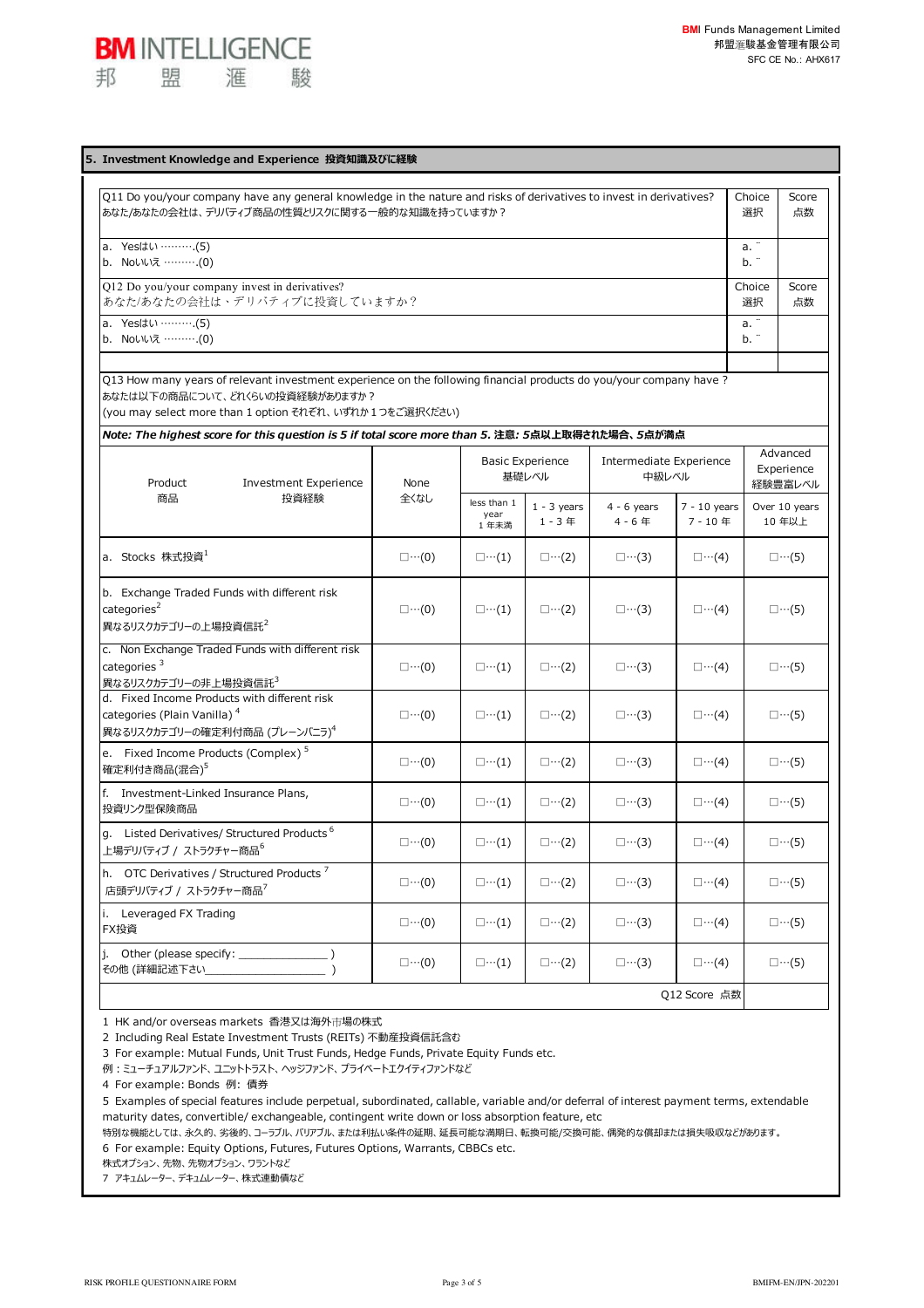## 5. Investment Knowledge and Experience 投資知識及び経験

| Q11 Do you/your company have any general knowledge in the nature and risks of derivatives to invest in derivatives?<br>あなた/あなたの会社は、デリバティブ商品の性質とリスクに関する一般的な知識を持っていますか？ | Choice 選択 | Score 点数 |
|---|---|---|
| a. Yesはい ………(5)<br>b. Noいいえ ………(0) | a. ¨<br>b. ¨ | |

| Q12 Do you/your company invest in derivatives?<br>あなた/あなたの会社は、デリバティブに投資していますか？ | Choice 選択 | Score 点数 |
|---|---|---|
| a. Yesはい ………(5)<br>b. Noいいえ ………(0) | a. ¨<br>b. ¨ | |

Q13 How many years of relevant investment experience on the following financial products do you/your company have ?
あなたは以下の商品について、どれくらいの投資経験がありますか？
(you may select more than 1 option それぞれ、いずれか１つをご選択ください)

*Note: The highest score for this question is 5 if total score more than 5.* ***注意: 5点以上取得された場合、5点が満点***

| Product 商品 / Investment Experience 投資経験 | None 全くなし | Basic Experience 基礎レベル | | Intermediate Experience 中級レベル | | Advanced Experience 経験豊富レベル |
|---|---|---|---|---|---|---|
| | | less than 1 year 1 年未満 | 1 - 3 years 1 - 3 年 | 4 - 6 years 4 - 6 年 | 7 - 10 years 7 - 10 年 | Over 10 years 10 年以上 |
| a. Stocks 株式投資[1] | □…(0) | □…(1) | □…(2) | □…(3) | □…(4) | □…(5) |
| b. Exchange Traded Funds with different risk categories[2]<br>異なるリスクカテゴリーの上場投資信託[2] | □…(0) | □…(1) | □…(2) | □…(3) | □…(4) | □…(5) |
| c. Non Exchange Traded Funds with different risk categories [3]<br>異なるリスクカテゴリーの非上場投資信託[3] | □…(0) | □…(1) | □…(2) | □…(3) | □…(4) | □…(5) |
| d. Fixed Income Products with different risk categories (Plain Vanilla) [4]<br>異なるリスクカテゴリーの確定利付商品 (プレーンバニラ)[4] | □…(0) | □…(1) | □…(2) | □…(3) | □…(4) | □…(5) |
| e. Fixed Income Products (Complex) [5]<br>確定利付き商品(混合)[5] | □…(0) | □…(1) | □…(2) | □…(3) | □…(4) | □…(5) |
| f. Investment-Linked Insurance Plans,<br>投資リンク型保険商品 | □…(0) | □…(1) | □…(2) | □…(3) | □…(4) | □…(5) |
| g. Listed Derivatives/ Structured Products [6]<br>上場デリバティブ / ストラクチャー商品[6] | □…(0) | □…(1) | □…(2) | □…(3) | □…(4) | □…(5) |
| h. OTC Derivatives / Structured Products [7]<br>店頭デリバティブ / ストラクチャー商品[7] | □…(0) | □…(1) | □…(2) | □…(3) | □…(4) | □…(5) |
| i. Leveraged FX Trading<br>FX投資 | □…(0) | □…(1) | □…(2) | □…(3) | □…(4) | □…(5) |
| j. Other (please specify: _______________ )<br>その他 (詳細記述下さい_______________ ) | □…(0) | □…(1) | □…(2) | □…(3) | □…(4) | □…(5) |
| | | | | | Q12 Score 点数 | |

1 HK and/or overseas markets 香港又は海外市場の株式
2 Including Real Estate Investment Trusts (REITs) 不動産投資信託含む
3 For example: Mutual Funds, Unit Trust Funds, Hedge Funds, Private Equity Funds etc.
例：ミューチュアルファンド、ユニットトラスト、ヘッジファンド、プライベートエクイティファンドなど
4 For example: Bonds 例: 債券
5 Examples of special features include perpetual, subordinated, callable, variable and/or deferral of interest payment terms, extendable maturity dates, convertible/ exchangeable, contingent write down or loss absorption feature, etc
特別な機能としては、永久的、劣後的、コーラブル、バリアブル、または利払い条件の延期、延長可能な満期日、転換可能/交換可能、偶発的な償却または損失吸収などがあります。
6 For example: Equity Options, Futures, Futures Options, Warrants, CBBCs etc.
株式オプション、先物、先物オプション、ワラントなど
7 アキュムレーター、デキュムレーター、株式連動債など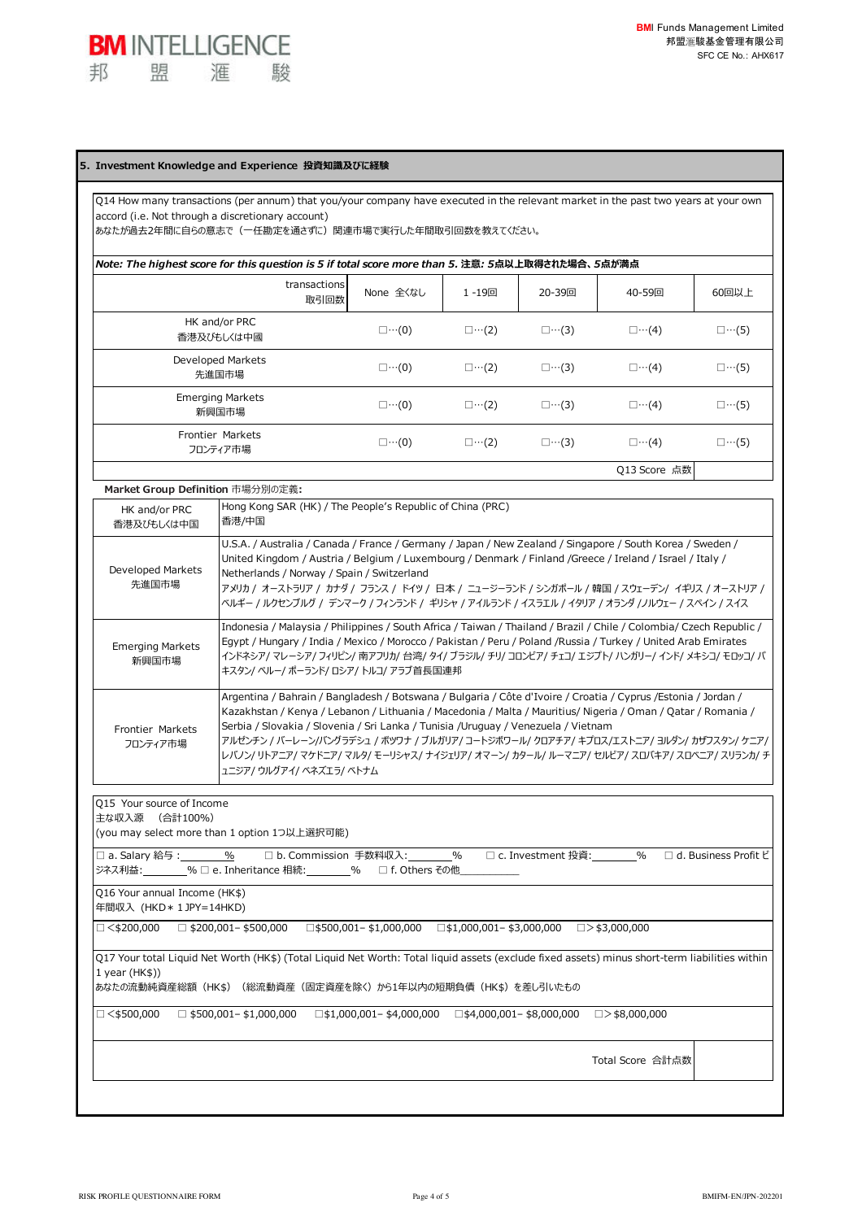## 5. Investment Knowledge and Experience 投資知識及びに経験

Q14 How many transactions (per annum) that you/your company have executed in the relevant market in the past two years at your own accord (i.e. Not through a discretionary account)
あなたが過去2年間に自らの意志で（一任勘定を通さずに）関連市場で実行した年間取引回数を教えてください。

*Note: The highest score for this question is 5 if total score more than 5. 注意: 5点以上取得された場合、5点が満点*

| transactions 取引回数 | None 全くなし | 1 -19回 | 20-39回 | 40-59回 | 60回以上 |
|---|---|---|---|---|---|
| HK and/or PRC 香港及びもしくは中國 | □…(0) | □…(2) | □…(3) | □…(4) | □…(5) |
| Developed Markets 先進国市場 | □…(0) | □…(2) | □…(3) | □…(4) | □…(5) |
| Emerging Markets 新興国市場 | □…(0) | □…(2) | □…(3) | □…(4) | □…(5) |
| Frontier Markets フロンティア市場 | □…(0) | □…(2) | □…(3) | □…(4) | □…(5) |
| | | | | Q13 Score 点数 | |

**Market Group Definition** 市場分別の定義**:**

| | |
|---|---|
| HK and/or PRC 香港及びもしくは中国 | Hong Kong SAR (HK) / The People's Republic of China (PRC) 香港/中国 |
| Developed Markets 先進国市場 | U.S.A. / Australia / Canada / France / Germany / Japan / New Zealand / Singapore / South Korea / Sweden / United Kingdom / Austria / Belgium / Luxembourg / Denmark / Finland /Greece / Ireland / Israel / Italy / Netherlands / Norway / Spain / Switzerland アメリカ / オーストラリア / カナダ / フランス / ドイツ / 日本 / ニュージーランド / シンガポール / 韓国 / スウェーデン/ イギリス / オーストリア / ベルギー / ルクセンブルグ / デンマーク / フィンランド / ギリシャ / アイルランド / イスラエル / イタリア / オランダ /ノルウェー / スペイン / スイス |
| Emerging Markets 新興国市場 | Indonesia / Malaysia / Philippines / South Africa / Taiwan / Thailand / Brazil / Chile / Colombia/ Czech Republic / Egypt / Hungary / India / Mexico / Morocco / Pakistan / Peru / Poland /Russia / Turkey / United Arab Emirates インドネシア/ マレーシア/ フィリピン/ 南アフリカ/ 台湾/ タイ/ ブラジル/ チリ/ コロンビア/ チェコ/ エジプト/ ハンガリー/ インド/ メキシコ/ モロッコ/ パキスタン/ ペルー/ ポーランド/ ロシア/ トルコ/ アラブ首長国連邦 |
| Frontier Markets フロンティア市場 | Argentina / Bahrain / Bangladesh / Botswana / Bulgaria / Côte d'Ivoire / Croatia / Cyprus /Estonia / Jordan / Kazakhstan / Kenya / Lebanon / Lithuania / Macedonia / Malta / Mauritius/ Nigeria / Oman / Qatar / Romania / Serbia / Slovakia / Slovenia / Sri Lanka / Tunisia /Uruguay / Venezuela / Vietnam アルゼンチン / バーレーン/バングラデシュ / ボツワナ / ブルガリア/ コートジボワール/ クロアチア/ キプロス/エストニア/ ヨルダン/ カザフスタン/ ケニア/ レバノン/ リトアニア/ マケドニア/ マルタ/ モーリシャス/ ナイジェリア/ オマーン/ カタール/ ルーマニア/ セルビア/ スロバキア/ スロベニア/ スリランカ/ チュニジア/ ウルグアイ/ ベネズエラ/ ベトナム |

Q15 Your source of Income
主な収入源 （合計100%）
(you may select more than 1 option 1つ以上選択可能)

□ a. Salary 給与 :_______% □ b. Commission 手数料収入:_______% □ c. Investment 投資:_______% □ d. Business Profit ビジネス利益:_______% □ e. Inheritance 相続:_______% □ f. Others その他_______

Q16 Your annual Income (HK$)
年間収入 (HKD＊1 JPY=14HKD)

□<$200,000 □ $200,001– $500,000 □$500,001– $1,000,000 □$1,000,001– $3,000,000 □> $3,000,000

Q17 Your total Liquid Net Worth (HK$) (Total Liquid Net Worth: Total liquid assets (exclude fixed assets) minus short-term liabilities within 1 year (HK$))
あなたの流動純資産総額（HK$）（総流動資産（固定資産を除く）から1年以内の短期負債（HK$）を差し引いたもの

□<$500,000 □ $500,001– $1,000,000 □$1,000,001– $4,000,000 □$4,000,001– $8,000,000 □> $8,000,000

Total Score 合計点数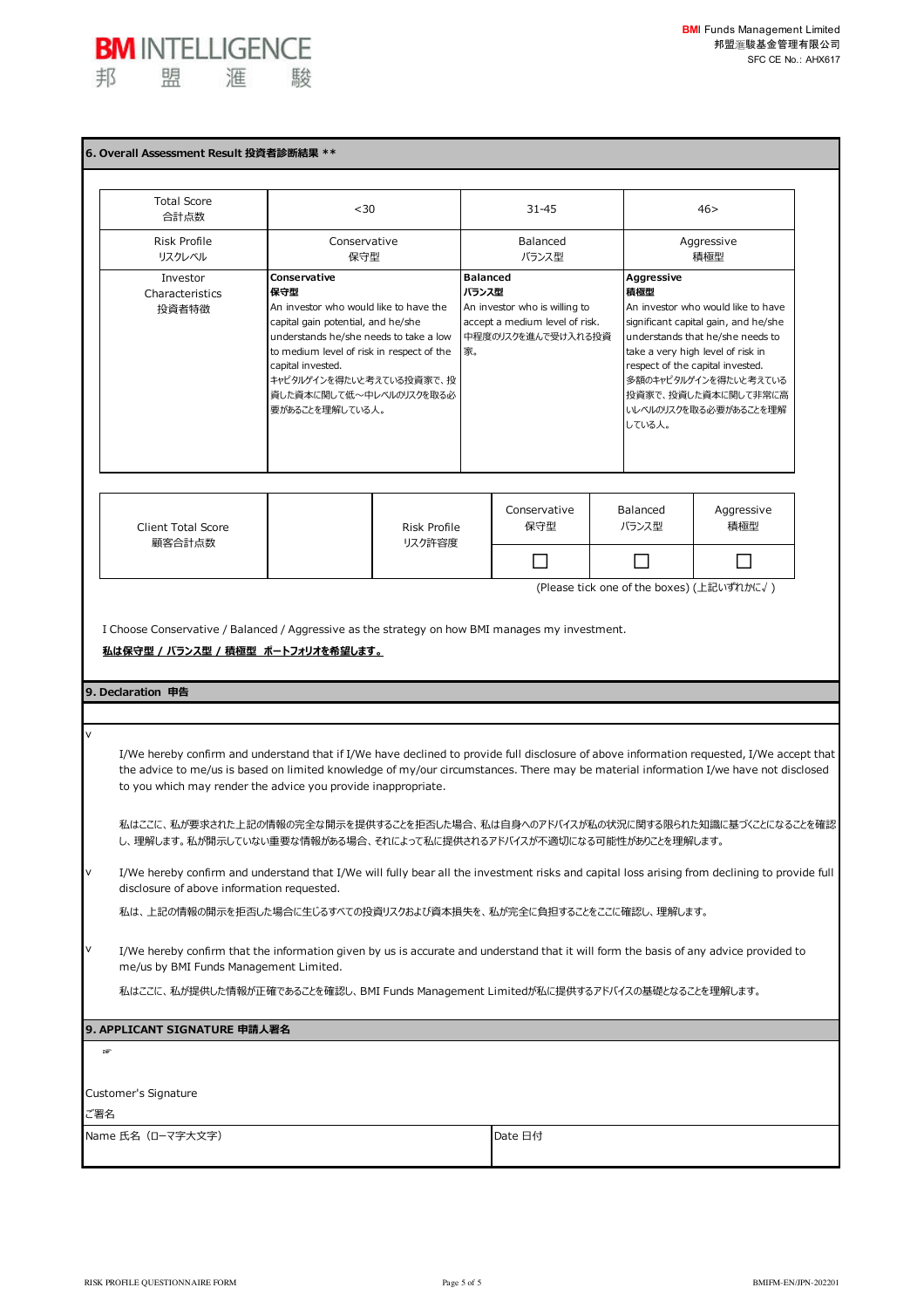**BM INTELLIGENCE**
邦 盟 滙 駿

**BMI** Funds Management Limited
邦盟滙駿基金管理有限公司
SFC CE No.: AHX617

## 6. Overall Assessment Result 投資者診断結果 **

| Total Score 合計点数 | <30 | 31-45 | 46> |
|---|---|---|---|
| Risk Profile リスクレベル | Conservative 保守型 | Balanced バランス型 | Aggressive 積極型 |
| Investor Characteristics 投資者特徴 | **Conservative** **保守型** An investor who would like to have the capital gain potential, and he/she understands he/she needs to take a low to medium level of risk in respect of the capital invested. キャピタルゲインを得たいと考えている投資家で、投資した資本に関して低～中レベルのリスクを取る必要があることを理解している人。 | **Balanced** **バランス型** An investor who is willing to accept a medium level of risk. 中程度のリスクを進んで受け入れる投資家。 | **Aggressive** **積極型** An investor who would like to have significant capital gain, and he/she understands that he/she needs to take a very high level of risk in respect of the capital invested. 多額のキャピタルゲインを得たいと考えている投資家で、投資した資本に関して非常に高いレベルのリスクを取る必要があることを理解している人。 |

| Client Total Score 顧客合計点数 | | Risk Profile リスク許容度 | Conservative 保守型 | Balanced バランス型 | Aggressive 積極型 |
|---|---|---|---|---|---|
| | | | ☐ | ☐ | ☐ |

(Please tick one of the boxes) (上記いずれかに√ )

I Choose Conservative / Balanced / Aggressive as the strategy on how BMI manages my investment.

**私は保守型 / バランス型 / 積極型 ポートフォリオを希望します。**

## 9. Declaration 申告

v I/We hereby confirm and understand that if I/We have declined to provide full disclosure of above information requested, I/We accept that the advice to me/us is based on limited knowledge of my/our circumstances. There may be material information I/we have not disclosed to you which may render the advice you provide inappropriate.

私はここに、私が要求された上記の情報の完全な開示を提供することを拒否した場合、私は自身へのアドバイスが私の状況に関する限られた知識に基づくことになることを確認し、理解します。私が開示していない重要な情報がある場合、それによって私に提供されるアドバイスが不適切になる可能性がありことを理解します。

v I/We hereby confirm and understand that I/We will fully bear all the investment risks and capital loss arising from declining to provide full disclosure of above information requested.

私は、上記の情報の開示を拒否した場合に生じるすべての投資リスクおよび資本損失を、私が完全に負担することをここに確認し、理解します。

v I/We hereby confirm that the information given by us is accurate and understand that it will form the basis of any advice provided to me/us by BMI Funds Management Limited.

私はここに、私が提供した情報が正確であることを確認し、BMI Funds Management Limitedが私に提供するアドバイスの基礎となることを理解します。

## 9. APPLICANT SIGNATURE 申請人署名

Customer's Signature
ご署名

| Name 氏名（ローマ字大文字） | Date 日付 |
|---|---|
| | |